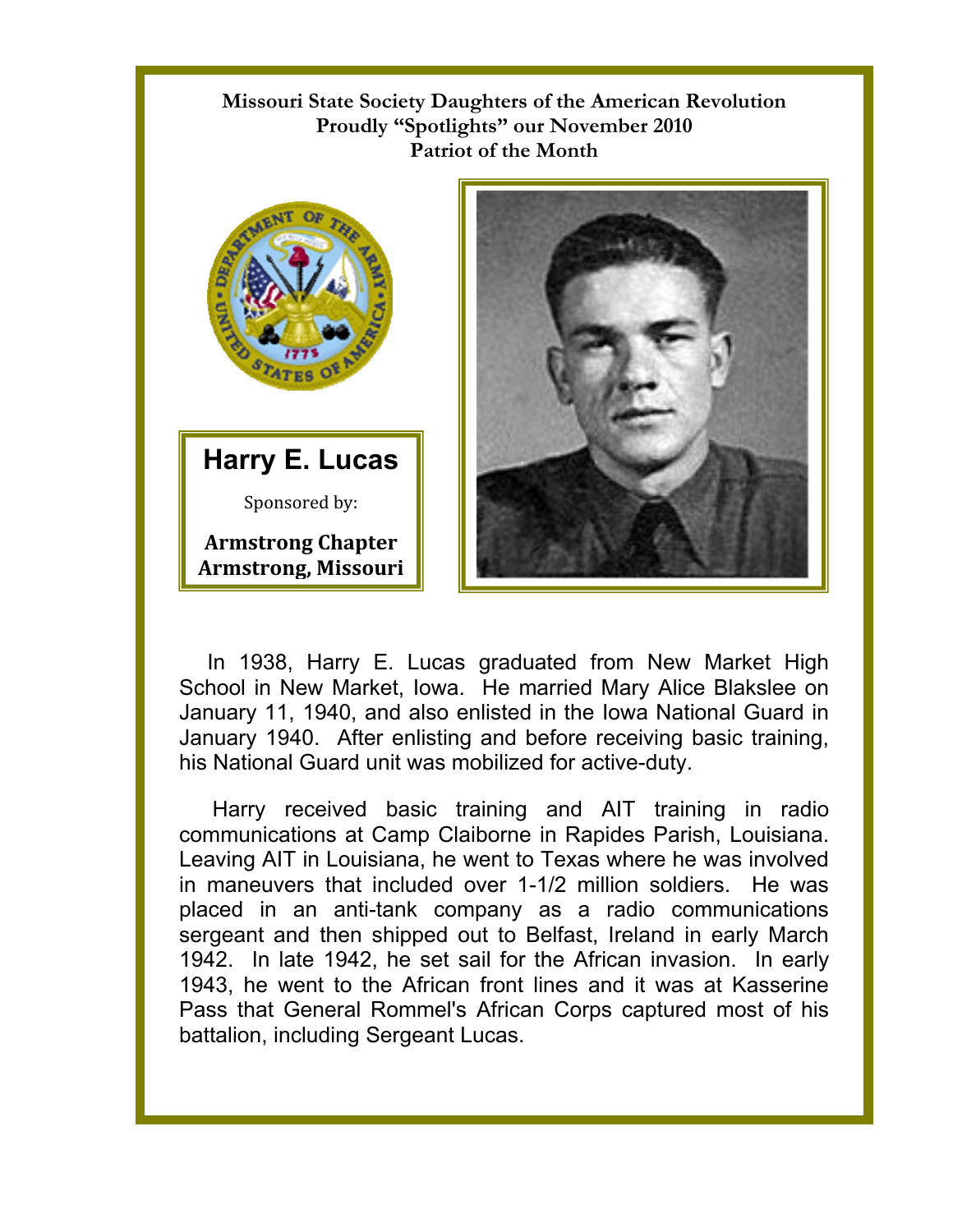**Missouri State Society Daughters of the American Revolution**
**Proudly "Spotlights" our November 2010**
**Patriot of the Month**

# Harry E. Lucas

Sponsored by:

**Armstrong Chapter**
**Armstrong, Missouri**

In 1938, Harry E. Lucas graduated from New Market High School in New Market, Iowa. He married Mary Alice Blakslee on January 11, 1940, and also enlisted in the Iowa National Guard in January 1940. After enlisting and before receiving basic training, his National Guard unit was mobilized for active-duty.

Harry received basic training and AIT training in radio communications at Camp Claiborne in Rapides Parish, Louisiana. Leaving AIT in Louisiana, he went to Texas where he was involved in maneuvers that included over 1-1/2 million soldiers. He was placed in an anti-tank company as a radio communications sergeant and then shipped out to Belfast, Ireland in early March 1942. In late 1942, he set sail for the African invasion. In early 1943, he went to the African front lines and it was at Kasserine Pass that General Rommel's African Corps captured most of his battalion, including Sergeant Lucas.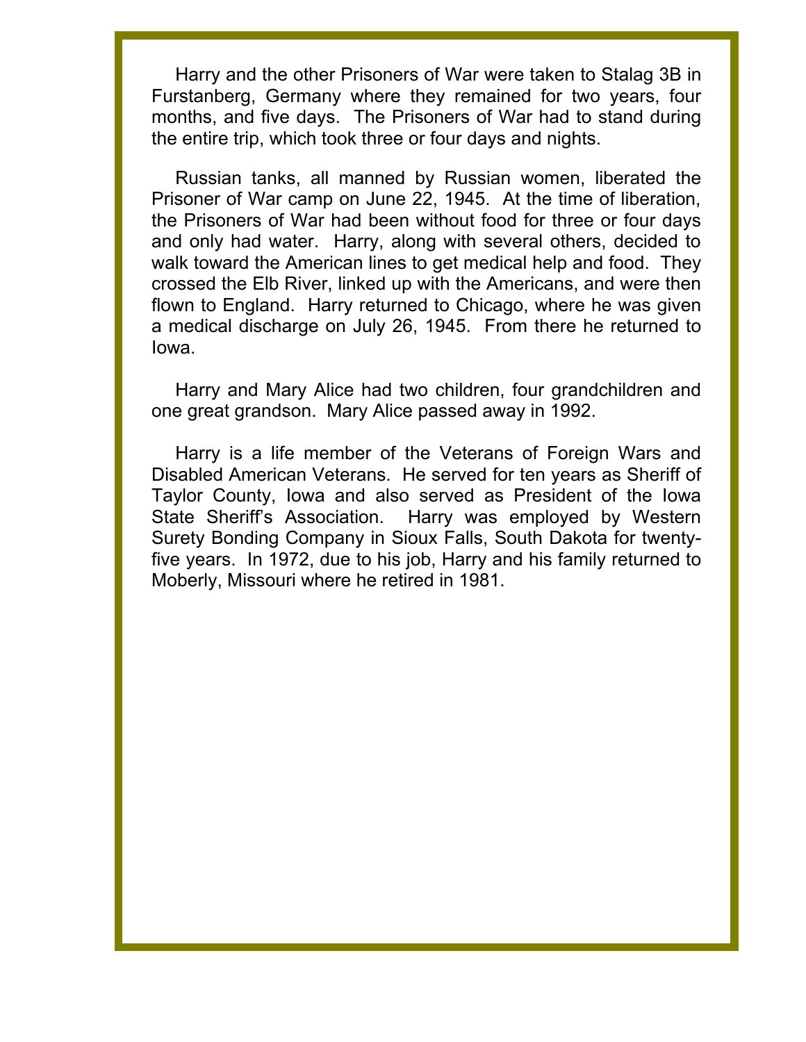Harry and the other Prisoners of War were taken to Stalag 3B in Furstanberg, Germany where they remained for two years, four months, and five days. The Prisoners of War had to stand during the entire trip, which took three or four days and nights.

Russian tanks, all manned by Russian women, liberated the Prisoner of War camp on June 22, 1945. At the time of liberation, the Prisoners of War had been without food for three or four days and only had water. Harry, along with several others, decided to walk toward the American lines to get medical help and food. They crossed the Elb River, linked up with the Americans, and were then flown to England. Harry returned to Chicago, where he was given a medical discharge on July 26, 1945. From there he returned to Iowa.

Harry and Mary Alice had two children, four grandchildren and one great grandson. Mary Alice passed away in 1992.

Harry is a life member of the Veterans of Foreign Wars and Disabled American Veterans. He served for ten years as Sheriff of Taylor County, Iowa and also served as President of the Iowa State Sheriff's Association. Harry was employed by Western Surety Bonding Company in Sioux Falls, South Dakota for twenty-five years. In 1972, due to his job, Harry and his family returned to Moberly, Missouri where he retired in 1981.